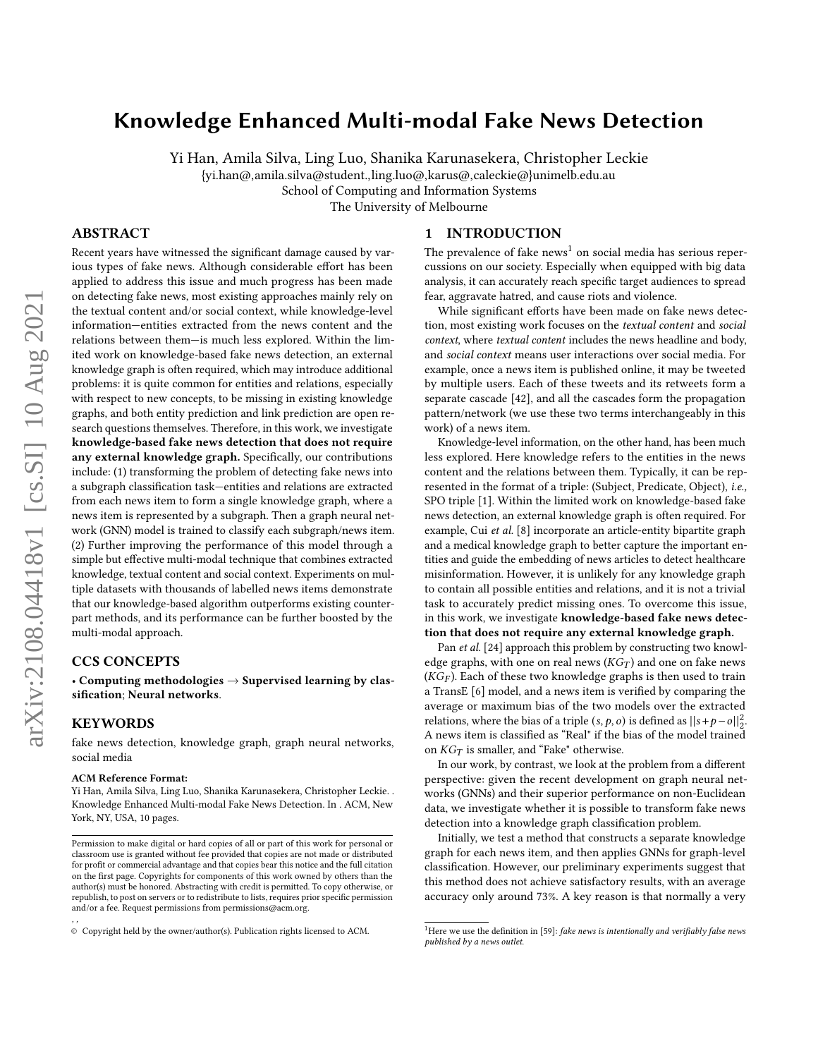# Knowledge Enhanced Multi-modal Fake News Detection

Yi Han, Amila Silva, Ling Luo, Shanika Karunasekera, Christopher Leckie

{yi.han@,amila.silva@student.,ling.luo@,karus@,caleckie@}unimelb.edu.au

School of Computing and Information Systems

The University of Melbourne

## ABSTRACT

Recent years have witnessed the significant damage caused by various types of fake news. Although considerable effort has been applied to address this issue and much progress has been made on detecting fake news, most existing approaches mainly rely on the textual content and/or social context, while knowledge-level information—entities extracted from the news content and the relations between them—is much less explored. Within the limited work on knowledge-based fake news detection, an external knowledge graph is often required, which may introduce additional problems: it is quite common for entities and relations, especially with respect to new concepts, to be missing in existing knowledge graphs, and both entity prediction and link prediction are open research questions themselves. Therefore, in this work, we investigate **knowledge-based fake news detection that does not require any external knowledge graph.** Specifically, our contributions include: (1) transforming the problem of detecting fake news into a subgraph classification task—entities and relations are extracted from each news item to form a single knowledge graph, where a news item is represented by a subgraph. Then a graph neural network (GNN) model is trained to classify each subgraph/news item. (2) Further improving the performance of this model through a simple but effective multi-modal technique that combines extracted knowledge, textual content and social context. Experiments on multiple datasets with thousands of labelled news items demonstrate that our knowledge-based algorithm outperforms existing counterpart methods, and its performance can be further boosted by the multi-modal approach.

## CCS CONCEPTS

• **Computing methodologies** → **Supervised learning by classification**; **Neural networks**.

## KEYWORDS

fake news detection, knowledge graph, graph neural networks, social media

**ACM Reference Format:**

Yi Han, Amila Silva, Ling Luo, Shanika Karunasekera, Christopher Leckie. . Knowledge Enhanced Multi-modal Fake News Detection. In . ACM, New York, NY, USA, 10 pages.

Permission to make digital or hard copies of all or part of this work for personal or classroom use is granted without fee provided that copies are not made or distributed for profit or commercial advantage and that copies bear this notice and the full citation on the first page. Copyrights for components of this work owned by others than the author(s) must be honored. Abstracting with credit is permitted. To copy otherwise, or republish, to post on servers or to redistribute to lists, requires prior specific permission and/or a fee. Request permissions from permissions@acm.org.

, ,

© Copyright held by the owner/author(s). Publication rights licensed to ACM.

## 1 INTRODUCTION

The prevalence of fake news[1] on social media has serious repercussions on our society. Especially when equipped with big data analysis, it can accurately reach specific target audiences to spread fear, aggravate hatred, and cause riots and violence.

While significant efforts have been made on fake news detection, most existing work focuses on the *textual content* and *social context*, where *textual content* includes the news headline and body, and *social context* means user interactions over social media. For example, once a news item is published online, it may be tweeted by multiple users. Each of these tweets and its retweets form a separate cascade [42], and all the cascades form the propagation pattern/network (we use these two terms interchangeably in this work) of a news item.

Knowledge-level information, on the other hand, has been much less explored. Here knowledge refers to the entities in the news content and the relations between them. Typically, it can be represented in the format of a triple: (Subject, Predicate, Object), *i.e.,* SPO triple [1]. Within the limited work on knowledge-based fake news detection, an external knowledge graph is often required. For example, Cui *et al.* [8] incorporate an article-entity bipartite graph and a medical knowledge graph to better capture the important entities and guide the embedding of news articles to detect healthcare misinformation. However, it is unlikely for any knowledge graph to contain all possible entities and relations, and it is not a trivial task to accurately predict missing ones. To overcome this issue, in this work, we investigate **knowledge-based fake news detection that does not require any external knowledge graph.**

Pan *et al.* [24] approach this problem by constructing two knowledge graphs, with one on real news ($KG_T$) and one on fake news ($KG_F$). Each of these two knowledge graphs is then used to train a TransE [6] model, and a news item is verified by comparing the average or maximum bias of the two models over the extracted relations, where the bias of a triple $(s, p, o)$ is defined as $||s+p-o||_2^2$. A news item is classified as "Real" if the bias of the model trained on $KG_T$ is smaller, and "Fake" otherwise.

In our work, by contrast, we look at the problem from a different perspective: given the recent development on graph neural networks (GNNs) and their superior performance on non-Euclidean data, we investigate whether it is possible to transform fake news detection into a knowledge graph classification problem.

Initially, we test a method that constructs a separate knowledge graph for each news item, and then applies GNNs for graph-level classification. However, our preliminary experiments suggest that this method does not achieve satisfactory results, with an average accuracy only around 73%. A key reason is that normally a very

[1] Here we use the definition in [59]: *fake news is intentionally and verifiably false news published by a news outlet.*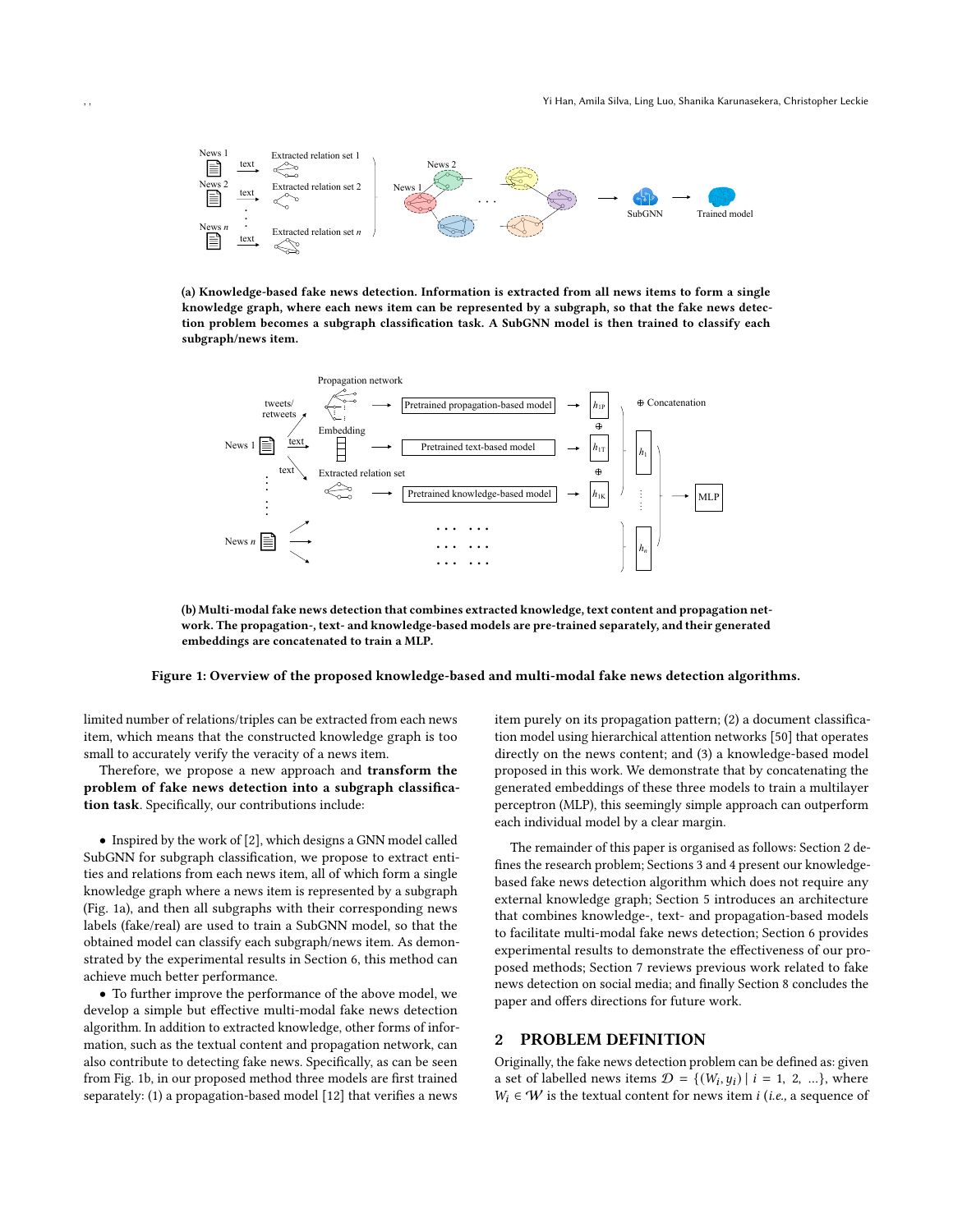(a) **Knowledge-based fake news detection. Information is extracted from all news items to form a single knowledge graph, where each news item can be represented by a subgraph, so that the fake news detection problem becomes a subgraph classification task. A SubGNN model is then trained to classify each subgraph/news item.**

(b) **Multi-modal fake news detection that combines extracted knowledge, text content and propagation network. The propagation-, text- and knowledge-based models are pre-trained separately, and their generated embeddings are concatenated to train a MLP.**

**Figure 1: Overview of the proposed knowledge-based and multi-modal fake news detection algorithms.**

limited number of relations/triples can be extracted from each news item, which means that the constructed knowledge graph is too small to accurately verify the veracity of a news item.

Therefore, we propose a new approach and **transform the problem of fake news detection into a subgraph classification task**. Specifically, our contributions include:

- Inspired by the work of [2], which designs a GNN model called SubGNN for subgraph classification, we propose to extract entities and relations from each news item, all of which form a single knowledge graph where a news item is represented by a subgraph (Fig. 1a), and then all subgraphs with their corresponding news labels (fake/real) are used to train a SubGNN model, so that the obtained model can classify each subgraph/news item. As demonstrated by the experimental results in Section 6, this method can achieve much better performance.
- To further improve the performance of the above model, we develop a simple but effective multi-modal fake news detection algorithm. In addition to extracted knowledge, other forms of information, such as the textual content and propagation network, can also contribute to detecting fake news. Specifically, as can be seen from Fig. 1b, in our proposed method three models are first trained separately: (1) a propagation-based model [12] that verifies a news item purely on its propagation pattern; (2) a document classification model using hierarchical attention networks [50] that operates directly on the news content; and (3) a knowledge-based model proposed in this work. We demonstrate that by concatenating the generated embeddings of these three models to train a multilayer perceptron (MLP), this seemingly simple approach can outperform each individual model by a clear margin.

The remainder of this paper is organised as follows: Section 2 defines the research problem; Sections 3 and 4 present our knowledge-based fake news detection algorithm which does not require any external knowledge graph; Section 5 introduces an architecture that combines knowledge-, text- and propagation-based models to facilitate multi-modal fake news detection; Section 6 provides experimental results to demonstrate the effectiveness of our proposed methods; Section 7 reviews previous work related to fake news detection on social media; and finally Section 8 concludes the paper and offers directions for future work.

## 2 PROBLEM DEFINITION

Originally, the fake news detection problem can be defined as: given a set of labelled news items $\mathcal{D} = \{(W_i, y_i) \mid i = 1, 2, \ldots\}$, where $W_i \in \mathcal{W}$ is the textual content for news item $i$ (*i.e.,* a sequence of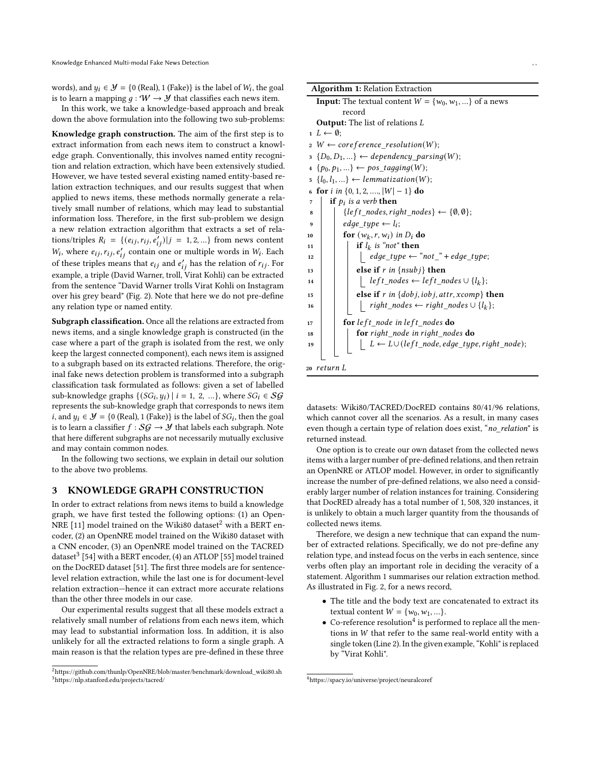words), and $y_i \in \mathcal{Y} = \{0 \text{ (Real)}, 1 \text{ (Fake)}\}$ is the label of $W_i$, the goal is to learn a mapping $g : \mathcal{W} \rightarrow \mathcal{Y}$ that classifies each news item.

In this work, we take a knowledge-based approach and break down the above formulation into the following two sub-problems:

**Knowledge graph construction.** The aim of the first step is to extract information from each news item to construct a knowledge graph. Conventionally, this involves named entity recognition and relation extraction, which have been extensively studied. However, we have tested several existing named entity-based relation extraction techniques, and our results suggest that when applied to news items, these methods normally generate a relatively small number of relations, which may lead to substantial information loss. Therefore, in the first sub-problem we design a new relation extraction algorithm that extracts a set of relations/triples $R_i = \{(e_{ij}, r_{ij}, e'_{ij}) | j = 1, 2, ...\}$ from news content $W_i$, where $e_{ij}, r_{ij}, e'_{ij}$ contain one or multiple words in $W_i$. Each of these triples means that $e_{ij}$ and $e'_{ij}$ has the relation of $r_{ij}$. For example, a triple (David Warner, troll, Virat Kohli) can be extracted from the sentence "David Warner trolls Virat Kohli on Instagram over his grey beard" (Fig. 2). Note that here we do not pre-define any relation type or named entity.

**Subgraph classification.** Once all the relations are extracted from news items, and a single knowledge graph is constructed (in the case where a part of the graph is isolated from the rest, we only keep the largest connected component), each news item is assigned to a subgraph based on its extracted relations. Therefore, the original fake news detection problem is transformed into a subgraph classification task formulated as follows: given a set of labelled sub-knowledge graphs $\{(SG_i, y_i) \mid i = 1, 2, ...\}$, where $SG_i \in \mathcal{SG}$ represents the sub-knowledge graph that corresponds to news item $i$, and $y_i \in \mathcal{Y} = \{0 \text{ (Real)}, 1 \text{ (Fake)}\}$ is the label of $SG_i$, then the goal is to learn a classifier $f : \mathcal{SG} \rightarrow \mathcal{Y}$ that labels each subgraph. Note that here different subgraphs are not necessarily mutually exclusive and may contain common nodes.

In the following two sections, we explain in detail our solution to the above two problems.

## 3 KNOWLEDGE GRAPH CONSTRUCTION

In order to extract relations from news items to build a knowledge graph, we have first tested the following options: (1) an OpenNRE [11] model trained on the Wiki80 dataset[2] with a BERT encoder, (2) an OpenNRE model trained on the Wiki80 dataset with a CNN encoder, (3) an OpenNRE model trained on the TACRED dataset[3] [54] with a BERT encoder, (4) an ATLOP [55] model trained on the DocRED dataset [51]. The first three models are for sentence-level relation extraction, while the last one is for document-level relation extraction—hence it can extract more accurate relations than the other three models in our case.

Our experimental results suggest that all these models extract a relatively small number of relations from each news item, which may lead to substantial information loss. In addition, it is also unlikely for all the extracted relations to form a single graph. A main reason is that the relation types are pre-defined in these three datasets: Wiki80/TACRED/DocRED contains 80/41/96 relations, which cannot cover all the scenarios. As a result, in many cases even though a certain type of relation does exist, "*no_relation*" is returned instead.

One option is to create our own dataset from the collected news items with a larger number of pre-defined relations, and then retrain an OpenNRE or ATLOP model. However, in order to significantly increase the number of pre-defined relations, we also need a considerably larger number of relation instances for training. Considering that DocRED already has a total number of 1,508,320 instances, it is unlikely to obtain a much larger quantity from the thousands of collected news items.

Therefore, we design a new technique that can expand the number of extracted relations. Specifically, we do not pre-define any relation type, and instead focus on the verbs in each sentence, since verbs often play an important role in deciding the veracity of a statement. Algorithm 1 summarises our relation extraction method. As illustrated in Fig. 2, for a news record,

- The title and the body text are concatenated to extract its textual content $W = \{w_0, w_1, ...\}$.
- Co-reference resolution[4] is performed to replace all the mentions in $W$ that refer to the same real-world entity with a single token (Line 2). In the given example, "Kohli" is replaced by "Virat Kohli".

**Algorithm 1:** Relation Extraction

```
Input: The textual content W = {w_0, w_1, ...} of a news record
Output: The list of relations L
1  L ← ∅;
2  W ← coreference_resolution(W);
3  {D_0, D_1, ...} ← dependency_parsing(W);
4  {p_0, p_1, ...} ← pos_tagging(W);
5  {l_0, l_1, ...} ← lemmatization(W);
6  for i in {0, 1, 2, ...., |W| − 1} do
7      if p_i is a verb then
8          {left_nodes, right_nodes} ← {∅, ∅};
9          edge_type ← l_i;
10         for (w_k, r, w_i) in D_i do
11             if l_k is "not" then
12                 edge_type ← "not_" + edge_type;
13             else if r in {nsubj} then
14                 left_nodes ← left_nodes ∪ {l_k};
15             else if r in {dobj, iobj, attr, xcomp} then
16                 right_nodes ← right_nodes ∪ {l_k};
17         for left_node in left_nodes do
18             for right_node in right_nodes do
19                 L ← L ∪ (left_node, edge_type, right_node);
20 return L
```

[2] https://github.com/thunlp/OpenNRE/blob/master/benchmark/download_wiki80.sh
[3] https://nlp.stanford.edu/projects/tacred/
[4] https://spacy.io/universe/project/neuralcoref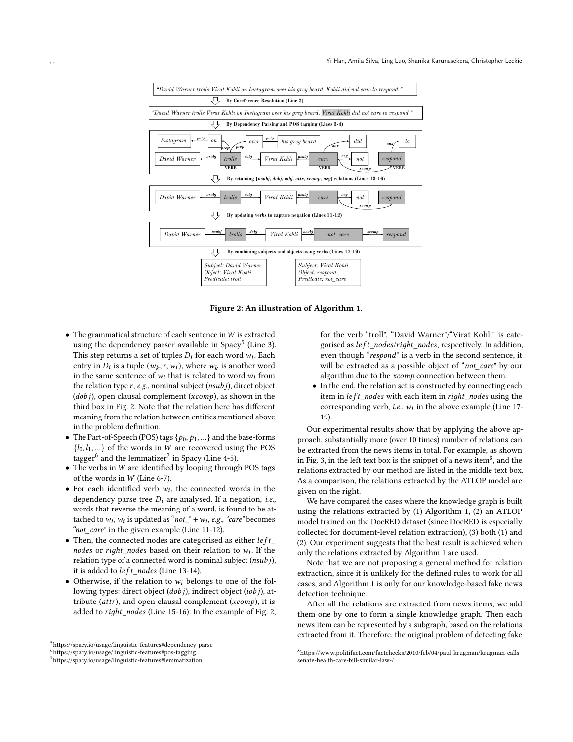Figure 2: An illustration of Algorithm 1.

- The grammatical structure of each sentence in $W$ is extracted using the dependency parser available in Spacy[5] (Line 3). This step returns a set of tuples $D_i$ for each word $w_i$. Each entry in $D_i$ is a tuple $(w_k, r, w_i)$, where $w_k$ is another word in the same sentence of $w_i$ that is related to word $w_i$ from the relation type $r$, *e.g.*, nominal subject ($nsubj$), direct object ($dobj$), open clausal complement ($xcomp$), as shown in the third box in Fig. 2. Note that the relation here has different meaning from the relation between entities mentioned above in the problem definition.
- The Part-of-Speech (POS) tags $\{p_0, p_1, ...\}$ and the base-forms $\{l_0, l_1, ...\}$ of the words in $W$ are recovered using the POS tagger[6] and the lemmatizer[7] in Spacy (Line 4-5).
- The verbs in $W$ are identified by looping through POS tags of the words in $W$ (Line 6-7).
- For each identified verb $w_i$, the connected words in the dependency parse tree $D_i$ are analysed. If a negation, *i.e.,* words that reverse the meaning of a word, is found to be attached to $w_i$, $w_i$ is updated as "*not_*" + $w_i$, *e.g.*, *"care"* becomes *"not_care"* in the given example (Line 11-12).
- Then, the connected nodes are categorised as either $left\_nodes$ or $right\_nodes$ based on their relation to $w_i$. If the relation type of a connected word is nominal subject ($nsubj$), it is added to $left\_nodes$ (Line 13-14).
- Otherwise, if the relation to $w_i$ belongs to one of the following types: direct object ($dobj$), indirect object ($iobj$), attribute ($attr$), and open clausal complement ($xcomp$), it is added to $right\_nodes$ (Line 15-16). In the example of Fig. 2, for the verb "troll", "David Warner"/"Virat Kohli" is categorised as $left\_nodes$/$right\_nodes$, respectively. In addition, even though "*respond*" is a verb in the second sentence, it will be extracted as a possible object of "*not_care*" by our algorithm due to the $xcomp$ connection between them.
- In the end, the relation set is constructed by connecting each item in $left\_nodes$ with each item in $right\_nodes$ using the corresponding verb, *i.e.,* $w_i$ in the above example (Line 17-19).

Our experimental results show that by applying the above approach, substantially more (over 10 times) number of relations can be extracted from the news items in total. For example, as shown in Fig. 3, in the left text box is the snippet of a news item[8], and the relations extracted by our method are listed in the middle text box. As a comparison, the relations extracted by the ATLOP model are given on the right.

We have compared the cases where the knowledge graph is built using the relations extracted by (1) Algorithm 1, (2) an ATLOP model trained on the DocRED dataset (since DocRED is especially collected for document-level relation extraction), (3) both (1) and (2). Our experiment suggests that the best result is achieved when only the relations extracted by Algorithm 1 are used.

Note that we are not proposing a general method for relation extraction, since it is unlikely for the defined rules to work for all cases, and Algorithm 1 is only for our knowledge-based fake news detection technique.

After all the relations are extracted from news items, we add them one by one to form a single knowledge graph. Then each news item can be represented by a subgraph, based on the relations extracted from it. Therefore, the original problem of detecting fake

[5] https://spacy.io/usage/linguistic-features#dependency-parse
[6] https://spacy.io/usage/linguistic-features#pos-tagging
[7] https://spacy.io/usage/linguistic-features#lemmatization
[8] https://www.politifact.com/factchecks/2010/feb/04/paul-krugman/krugman-calls-senate-health-care-bill-similar-law-/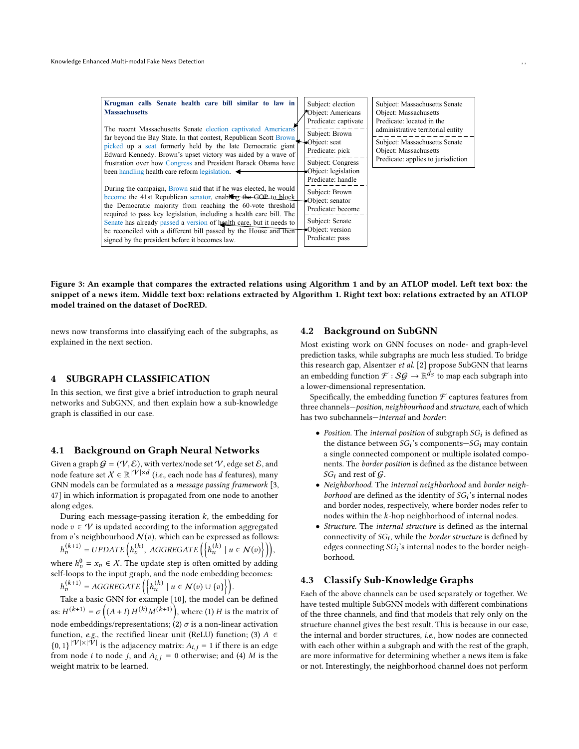**Krugman calls Senate health care bill similar to law in Massachusetts**

The recent Massachusetts Senate election captivated Americans far beyond the Bay State. In that contest, Republican Scott Brown picked up a seat formerly held by the late Democratic giant Edward Kennedy. Brown's upset victory was aided by a wave of frustration over how Congress and President Barack Obama have been handling health care reform legislation.

During the campaign, Brown said that if he was elected, he would become the 41st Republican senator, enabling the GOP to block the Democratic majority from reaching the 60-vote threshold required to pass key legislation, including a health care bill. The Senate has already passed a version of health care, but it needs to be reconciled with a different bill passed by the House and then signed by the president before it becomes law.

| Relations extracted by Algorithm 1 |
|---|
| Subject: election<br>Object: Americans<br>Predicate: captivate |
| Subject: Brown<br>Object: seat<br>Predicate: pick |
| Subject: Congress<br>Object: legislation<br>Predicate: handle |
| Subject: Brown<br>Object: senator<br>Predicate: become |
| Subject: Senate<br>Object: version<br>Predicate: pass |

| Relations extracted by ATLOP |
|---|
| Subject: Massachusetts Senate<br>Object: Massachusetts<br>Predicate: located in the administrative territorial entity |
| Subject: Massachusetts Senate<br>Object: Massachusetts<br>Predicate: applies to jurisdiction |

**Figure 3: An example that compares the extracted relations using Algorithm 1 and by an ATLOP model. Left text box: the snippet of a news item. Middle text box: relations extracted by Algorithm 1. Right text box: relations extracted by an ATLOP model trained on the dataset of DocRED.**

news now transforms into classifying each of the subgraphs, as explained in the next section.

## 4 SUBGRAPH CLASSIFICATION

In this section, we first give a brief introduction to graph neural networks and SubGNN, and then explain how a sub-knowledge graph is classified in our case.

### 4.1 Background on Graph Neural Networks

Given a graph $\mathcal{G} = (\mathcal{V}, \mathcal{E})$, with vertex/node set $\mathcal{V}$, edge set $\mathcal{E}$, and node feature set $\mathcal{X} \in \mathbb{R}^{|\mathcal{V}| \times d}$ (*i.e.,* each node has $d$ features), many GNN models can be formulated as a *message passing framework* [3, 47] in which information is propagated from one node to another along edges.

During each message-passing iteration $k$, the embedding for node $v \in \mathcal{V}$ is updated according to the information aggregated from $v$'s neighbourhood $\mathcal{N}(v)$, which can be expressed as follows:
$h_v^{(k+1)} = UPDATE\left(h_v^{(k)},\ AGGREGATE\left(\left\{h_u^{(k)} \mid u \in \mathcal{N}(v)\right\}\right)\right)$,
where $h_v^0 = x_v \in \mathcal{X}$. The update step is often omitted by adding self-loops to the input graph, and the node embedding becomes:
$h_v^{(k+1)} = AGGREGATE\left(\left\{h_u^{(k)} \mid u \in \mathcal{N}(v) \cup \{v\}\right\}\right)$.

Take a basic GNN for example [10], the model can be defined as: $H^{(k+1)} = \sigma\left((A+I)\,H^{(k)}M^{(k+1)}\right)$, where (1) $H$ is the matrix of node embeddings/representations; (2) $\sigma$ is a non-linear activation function, *e.g.*, the rectified linear unit (ReLU) function; (3) $A \in \{0,1\}^{|\mathcal{V}| \times |\mathcal{V}|}$ is the adjacency matrix: $A_{i,j} = 1$ if there is an edge from node $i$ to node $j$, and $A_{i,j} = 0$ otherwise; and (4) $M$ is the weight matrix to be learned.

### 4.2 Background on SubGNN

Most existing work on GNN focuses on node- and graph-level prediction tasks, while subgraphs are much less studied. To bridge this research gap, Alsentzer *et al.* [2] propose SubGNN that learns an embedding function $\mathcal{F} : \mathcal{SG} \rightarrow \mathbb{R}^{d_S}$ to map each subgraph into a lower-dimensional representation.

Specifically, the embedding function $\mathcal{F}$ captures features from three channels—*position*, *neighbourhood* and *structure*, each of which has two subchannels—*internal* and *border*:

- *Position.* The *internal position* of subgraph $SG_i$ is defined as the distance between $SG_i$'s components—$SG_i$ may contain a single connected component or multiple isolated components. The *border position* is defined as the distance between $SG_i$ and rest of $\mathcal{G}$.
- *Neighborhood.* The *internal neighborhood* and *border neighborhood* are defined as the identity of $SG_i$'s internal nodes and border nodes, respectively, where border nodes refer to nodes within the $k$-hop neighborhood of internal nodes.
- *Structure.* The *internal structure* is defined as the internal connectivity of $SG_i$, while the *border structure* is defined by edges connecting $SG_i$'s internal nodes to the border neighborhood.

### 4.3 Classify Sub-Knowledge Graphs

Each of the above channels can be used separately or together. We have tested multiple SubGNN models with different combinations of the three channels, and find that models that rely only on the structure channel gives the best result. This is because in our case, the internal and border structures, *i.e.*, how nodes are connected with each other within a subgraph and with the rest of the graph, are more informative for determining whether a news item is fake or not. Interestingly, the neighborhood channel does not perform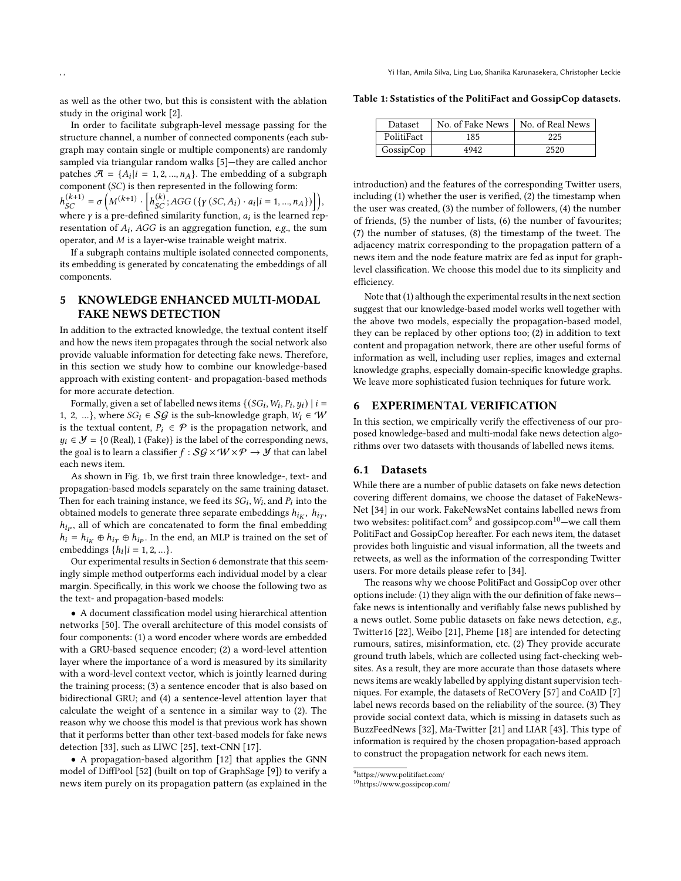as well as the other two, but this is consistent with the ablation study in the original work [2].

In order to facilitate subgraph-level message passing for the structure channel, a number of connected components (each subgraph may contain single or multiple components) are randomly sampled via triangular random walks [5]—they are called anchor patches $\mathcal{A} = \{A_i | i = 1, 2, ..., n_A\}$. The embedding of a subgraph component ($SC$) is then represented in the following form: $h_{SC}^{(k+1)} = \sigma\left(M^{(k+1)} \cdot \left[h_{SC}^{(k)}; AGG\left(\{\gamma\left(SC, A_i\right) \cdot a_i | i = 1, ..., n_A\}\right)\right]\right)$, where $\gamma$ is a pre-defined similarity function, $a_i$ is the learned representation of $A_i$, $AGG$ is an aggregation function, *e.g.*, the sum operator, and $M$ is a layer-wise trainable weight matrix.

If a subgraph contains multiple isolated connected components, its embedding is generated by concatenating the embeddings of all components.

# 5 KNOWLEDGE ENHANCED MULTI-MODAL FAKE NEWS DETECTION

In addition to the extracted knowledge, the textual content itself and how the news item propagates through the social network also provide valuable information for detecting fake news. Therefore, in this section we study how to combine our knowledge-based approach with existing content- and propagation-based methods for more accurate detection.

Formally, given a set of labelled news items $\{(SG_i, W_i, P_i, y_i) \mid i = 1, 2, ...\}$, where $SG_i \in \mathcal{SG}$ is the sub-knowledge graph, $W_i \in \mathcal{W}$ is the textual content, $P_i \in \mathcal{P}$ is the propagation network, and $y_i \in \mathcal{Y} = \{0 \text{ (Real)}, 1 \text{ (Fake)}\}$ is the label of the corresponding news, the goal is to learn a classifier $f : \mathcal{SG} \times \mathcal{W} \times \mathcal{P} \rightarrow \mathcal{Y}$ that can label each news item.

As shown in Fig. 1b, we first train three knowledge-, text- and propagation-based models separately on the same training dataset. Then for each training instance, we feed its $SG_i$, $W_i$, and $P_i$ into the obtained models to generate three separate embeddings $h_{i_K}$, $h_{i_T}$, $h_{i_P}$, all of which are concatenated to form the final embedding $h_i = h_{i_K} \oplus h_{i_T} \oplus h_{i_P}$. In the end, an MLP is trained on the set of embeddings $\{h_i | i = 1, 2, ...\}$.

Our experimental results in Section 6 demonstrate that this seemingly simple method outperforms each individual model by a clear margin. Specifically, in this work we choose the following two as the text- and propagation-based models:

- A document classification model using hierarchical attention networks [50]. The overall architecture of this model consists of four components: (1) a word encoder where words are embedded with a GRU-based sequence encoder; (2) a word-level attention layer where the importance of a word is measured by its similarity with a word-level context vector, which is jointly learned during the training process; (3) a sentence encoder that is also based on bidirectional GRU; and (4) a sentence-level attention layer that calculate the weight of a sentence in a similar way to (2). The reason why we choose this model is that previous work has shown that it performs better than other text-based models for fake news detection [33], such as LIWC [25], text-CNN [17].
- A propagation-based algorithm [12] that applies the GNN model of DiffPool [52] (built on top of GraphSage [9]) to verify a news item purely on its propagation pattern (as explained in the introduction) and the features of the corresponding Twitter users, including (1) whether the user is verified, (2) the timestamp when the user was created, (3) the number of followers, (4) the number of friends, (5) the number of lists, (6) the number of favourites; (7) the number of statuses, (8) the timestamp of the tweet. The adjacency matrix corresponding to the propagation pattern of a news item and the node feature matrix are fed as input for graph-level classification. We choose this model due to its simplicity and efficiency.

Note that (1) although the experimental results in the next section suggest that our knowledge-based model works well together with the above two models, especially the propagation-based model, they can be replaced by other options too; (2) in addition to text content and propagation network, there are other useful forms of information as well, including user replies, images and external knowledge graphs, especially domain-specific knowledge graphs. We leave more sophisticated fusion techniques for future work.

# 6 EXPERIMENTAL VERIFICATION

In this section, we empirically verify the effectiveness of our proposed knowledge-based and multi-modal fake news detection algorithms over two datasets with thousands of labelled news items.

## 6.1 Datasets

**Table 1: Sstatistics of the PolitiFact and GossipCop datasets.**

| Dataset | No. of Fake News | No. of Real News |
|---|---|---|
| PolitiFact | 185 | 225 |
| GossipCop | 4942 | 2520 |

While there are a number of public datasets on fake news detection covering different domains, we choose the dataset of FakeNewsNet [34] in our work. FakeNewsNet contains labelled news from two websites: politifact.com[9] and gossipcop.com[10]—we call them PolitiFact and GossipCop hereafter. For each news item, the dataset provides both linguistic and visual information, all the tweets and retweets, as well as the information of the corresponding Twitter users. For more details please refer to [34].

The reasons why we choose PolitiFact and GossipCop over other options include: (1) they align with the our definition of fake news—fake news is intentionally and verifiably false news published by a news outlet. Some public datasets on fake news detection, *e.g.*, Twitter16 [22], Weibo [21], Pheme [18] are intended for detecting rumours, satires, misinformation, etc. (2) They provide accurate ground truth labels, which are collected using fact-checking websites. As a result, they are more accurate than those datasets where news items are weakly labelled by applying distant supervision techniques. For example, the datasets of ReCOVery [57] and CoAID [7] label news records based on the reliability of the source. (3) They provide social context data, which is missing in datasets such as BuzzFeedNews [32], Ma-Twitter [21] and LIAR [43]. This type of information is required by the chosen propagation-based approach to construct the propagation network for each news item.

[9] https://www.politifact.com/
[10] https://www.gossipcop.com/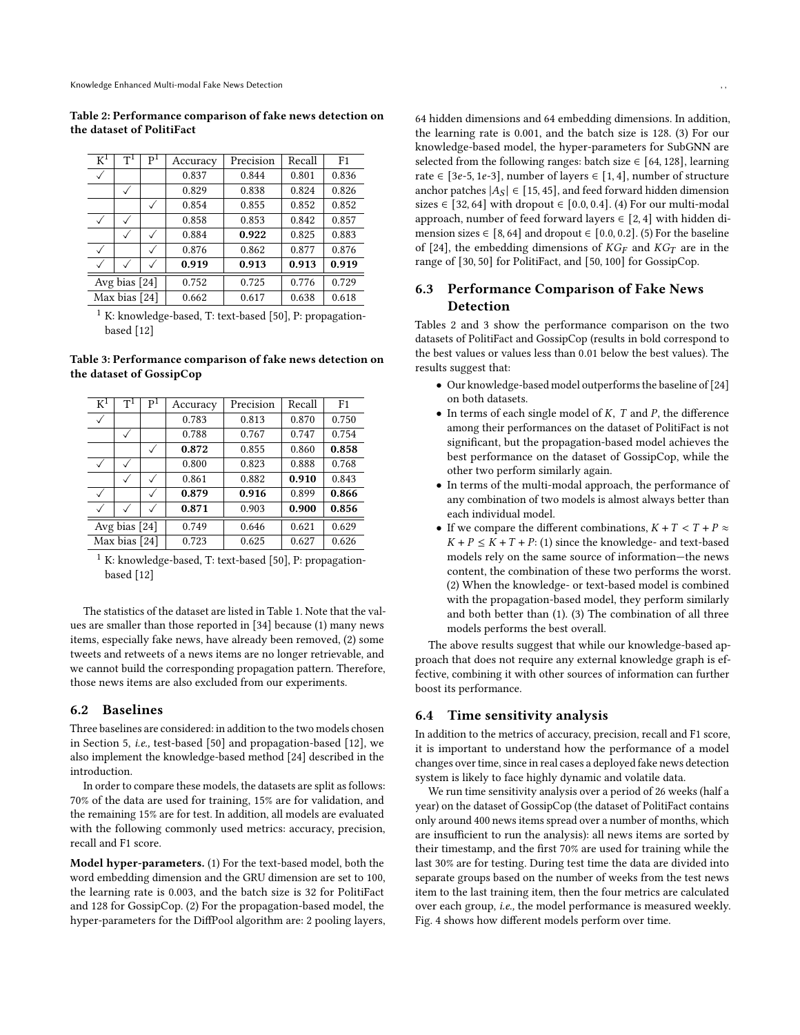**Table 2: Performance comparison of fake news detection on the dataset of PolitiFact**

| K[1] | T[1] | P[1] | Accuracy | Precision | Recall | F1 |
|---|---|---|---|---|---|---|
| ✓ | | | 0.837 | 0.844 | 0.801 | 0.836 |
| | ✓ | | 0.829 | 0.838 | 0.824 | 0.826 |
| | | ✓ | 0.854 | 0.855 | 0.852 | 0.852 |
| ✓ | ✓ | | 0.858 | 0.853 | 0.842 | 0.857 |
| | ✓ | ✓ | 0.884 | **0.922** | 0.825 | 0.883 |
| ✓ | | ✓ | 0.876 | 0.862 | 0.877 | 0.876 |
| ✓ | ✓ | ✓ | **0.919** | **0.913** | **0.913** | **0.919** |
| Avg bias [24] | | | 0.752 | 0.725 | 0.776 | 0.729 |
| Max bias [24] | | | 0.662 | 0.617 | 0.638 | 0.618 |

[1] K: knowledge-based, T: text-based [50], P: propagation-based [12]

**Table 3: Performance comparison of fake news detection on the dataset of GossipCop**

| K[1] | T[1] | P[1] | Accuracy | Precision | Recall | F1 |
|---|---|---|---|---|---|---|
| ✓ | | | 0.783 | 0.813 | 0.870 | 0.750 |
| | ✓ | | 0.788 | 0.767 | 0.747 | 0.754 |
| | | ✓ | **0.872** | 0.855 | 0.860 | **0.858** |
| ✓ | ✓ | | 0.800 | 0.823 | 0.888 | 0.768 |
| | ✓ | ✓ | 0.861 | 0.882 | **0.910** | 0.843 |
| ✓ | | ✓ | **0.879** | **0.916** | 0.899 | **0.866** |
| ✓ | ✓ | ✓ | **0.871** | 0.903 | **0.900** | **0.856** |
| Avg bias [24] | | | 0.749 | 0.646 | 0.621 | 0.629 |
| Max bias [24] | | | 0.723 | 0.625 | 0.627 | 0.626 |

[1] K: knowledge-based, T: text-based [50], P: propagation-based [12]

The statistics of the dataset are listed in Table 1. Note that the values are smaller than those reported in [34] because (1) many news items, especially fake news, have already been removed, (2) some tweets and retweets of a news items are no longer retrievable, and we cannot build the corresponding propagation pattern. Therefore, those news items are also excluded from our experiments.

## 6.2 Baselines

Three baselines are considered: in addition to the two models chosen in Section 5, *i.e.,* test-based [50] and propagation-based [12], we also implement the knowledge-based method [24] described in the introduction.

In order to compare these models, the datasets are split as follows: 70% of the data are used for training, 15% are for validation, and the remaining 15% are for test. In addition, all models are evaluated with the following commonly used metrics: accuracy, precision, recall and F1 score.

**Model hyper-parameters.** (1) For the text-based model, both the word embedding dimension and the GRU dimension are set to 100, the learning rate is 0.003, and the batch size is 32 for PolitiFact and 128 for GossipCop. (2) For the propagation-based model, the hyper-parameters for the DiffPool algorithm are: 2 pooling layers, 64 hidden dimensions and 64 embedding dimensions. In addition, the learning rate is 0.001, and the batch size is 128. (3) For our knowledge-based model, the hyper-parameters for SubGNN are selected from the following ranges: batch size $\in [64, 128]$, learning rate $\in [3e\text{-}5, 1e\text{-}3]$, number of layers $\in [1, 4]$, number of structure anchor patches $|A_S| \in [15, 45]$, and feed forward hidden dimension sizes $\in [32, 64]$ with dropout $\in [0.0, 0.4]$. (4) For our multi-modal approach, number of feed forward layers $\in [2, 4]$ with hidden dimension sizes $\in [8, 64]$ and dropout $\in [0.0, 0.2]$. (5) For the baseline of [24], the embedding dimensions of $KG_F$ and $KG_T$ are in the range of [30, 50] for PolitiFact, and [50, 100] for GossipCop.

## 6.3 Performance Comparison of Fake News Detection

Tables 2 and 3 show the performance comparison on the two datasets of PolitiFact and GossipCop (results in bold correspond to the best values or values less than 0.01 below the best values). The results suggest that:

- Our knowledge-based model outperforms the baseline of [24] on both datasets.
- In terms of each single model of $K$, $T$ and $P$, the difference among their performances on the dataset of PolitiFact is not significant, but the propagation-based model achieves the best performance on the dataset of GossipCop, while the other two perform similarly again.
- In terms of the multi-modal approach, the performance of any combination of two models is almost always better than each individual model.
- If we compare the different combinations, $K + T < T + P \approx K + P \leq K + T + P$: (1) since the knowledge- and text-based models rely on the same source of information—the news content, the combination of these two performs the worst. (2) When the knowledge- or text-based model is combined with the propagation-based model, they perform similarly and both better than (1). (3) The combination of all three models performs the best overall.

The above results suggest that while our knowledge-based approach that does not require any external knowledge graph is effective, combining it with other sources of information can further boost its performance.

## 6.4 Time sensitivity analysis

In addition to the metrics of accuracy, precision, recall and F1 score, it is important to understand how the performance of a model changes over time, since in real cases a deployed fake news detection system is likely to face highly dynamic and volatile data.

We run time sensitivity analysis over a period of 26 weeks (half a year) on the dataset of GossipCop (the dataset of PolitiFact contains only around 400 news items spread over a number of months, which are insufficient to run the analysis): all news items are sorted by their timestamp, and the first 70% are used for training while the last 30% are for testing. During test time the data are divided into separate groups based on the number of weeks from the test news item to the last training item, then the four metrics are calculated over each group, *i.e.,* the model performance is measured weekly. Fig. 4 shows how different models perform over time.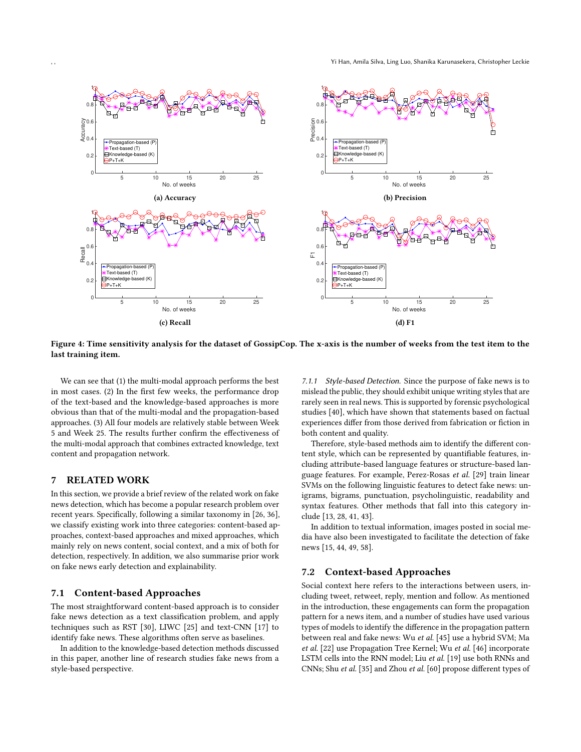(a) Accuracy

(b) Precision

(c) Recall

(d) F1

**Figure 4: Time sensitivity analysis for the dataset of GossipCop. The x-axis is the number of weeks from the test item to the last training item.**

We can see that (1) the multi-modal approach performs the best in most cases. (2) In the first few weeks, the performance drop of the text-based and the knowledge-based approaches is more obvious than that of the multi-modal and the propagation-based approaches. (3) All four models are relatively stable between Week 5 and Week 25. The results further confirm the effectiveness of the multi-modal approach that combines extracted knowledge, text content and propagation network.

## 7 RELATED WORK

In this section, we provide a brief review of the related work on fake news detection, which has become a popular research problem over recent years. Specifically, following a similar taxonomy in [26, 36], we classify existing work into three categories: content-based approaches, context-based approaches and mixed approaches, which mainly rely on news content, social context, and a mix of both for detection, respectively. In addition, we also summarise prior work on fake news early detection and explainability.

### 7.1 Content-based Approaches

The most straightforward content-based approach is to consider fake news detection as a text classification problem, and apply techniques such as RST [30], LIWC [25] and text-CNN [17] to identify fake news. These algorithms often serve as baselines.

In addition to the knowledge-based detection methods discussed in this paper, another line of research studies fake news from a style-based perspective.

*7.1.1 Style-based Detection.* Since the purpose of fake news is to mislead the public, they should exhibit unique writing styles that are rarely seen in real news. This is supported by forensic psychological studies [40], which have shown that statements based on factual experiences differ from those derived from fabrication or fiction in both content and quality.

Therefore, style-based methods aim to identify the different content style, which can be represented by quantifiable features, including attribute-based language features or structure-based language features. For example, Perez-Rosas *et al.* [29] train linear SVMs on the following linguistic features to detect fake news: unigrams, bigrams, punctuation, psycholinguistic, readability and syntax features. Other methods that fall into this category include [13, 28, 41, 43].

In addition to textual information, images posted in social media have also been investigated to facilitate the detection of fake news [15, 44, 49, 58].

### 7.2 Context-based Approaches

Social context here refers to the interactions between users, including tweet, retweet, reply, mention and follow. As mentioned in the introduction, these engagements can form the propagation pattern for a news item, and a number of studies have used various types of models to identify the difference in the propagation pattern between real and fake news: Wu *et al.* [45] use a hybrid SVM; Ma *et al.* [22] use Propagation Tree Kernel; Wu *et al.* [46] incorporate LSTM cells into the RNN model; Liu *et al.* [19] use both RNNs and CNNs; Shu *et al.* [35] and Zhou *et al.* [60] propose different types of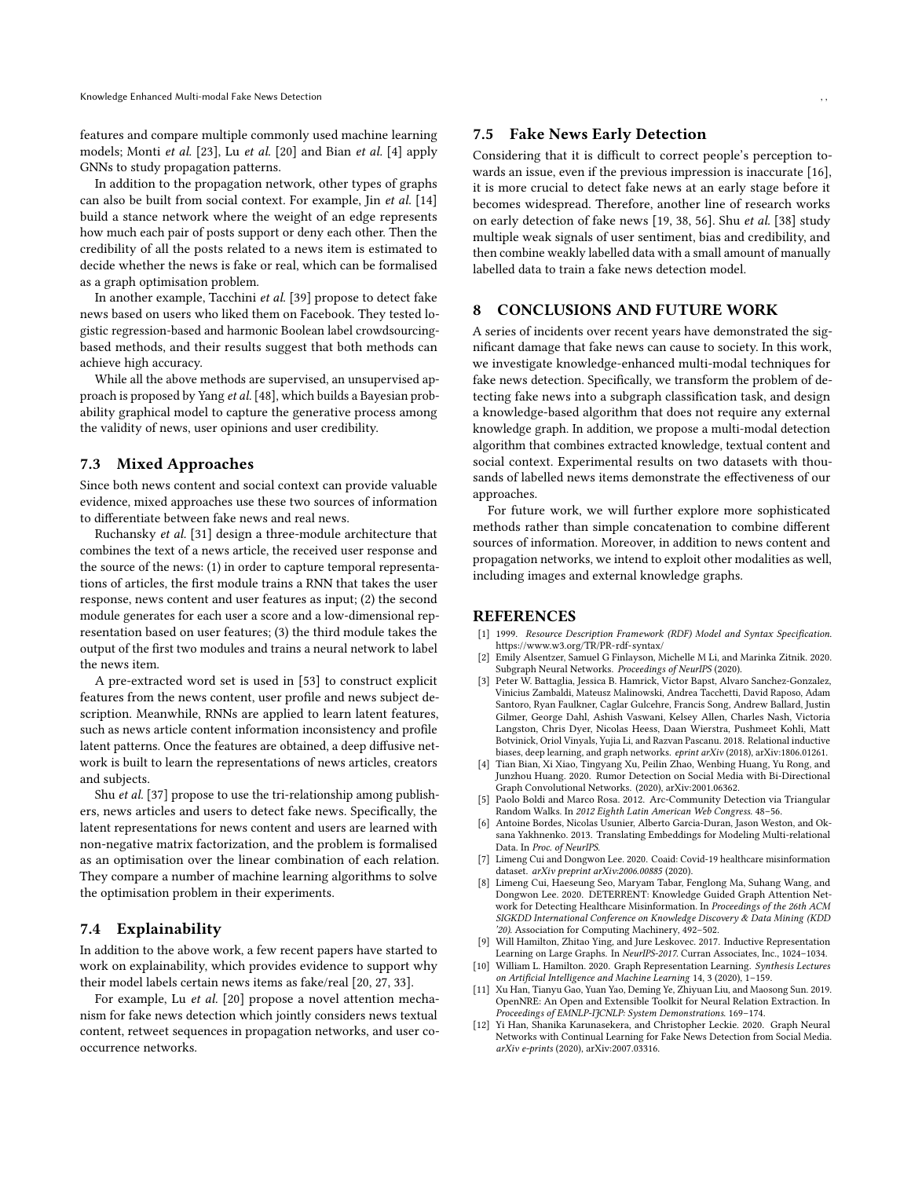features and compare multiple commonly used machine learning models; Monti *et al.* [23], Lu *et al.* [20] and Bian *et al.* [4] apply GNNs to study propagation patterns.

In addition to the propagation network, other types of graphs can also be built from social context. For example, Jin *et al.* [14] build a stance network where the weight of an edge represents how much each pair of posts support or deny each other. Then the credibility of all the posts related to a news item is estimated to decide whether the news is fake or real, which can be formalised as a graph optimisation problem.

In another example, Tacchini *et al.* [39] propose to detect fake news based on users who liked them on Facebook. They tested logistic regression-based and harmonic Boolean label crowdsourcing-based methods, and their results suggest that both methods can achieve high accuracy.

While all the above methods are supervised, an unsupervised approach is proposed by Yang *et al.* [48], which builds a Bayesian probability graphical model to capture the generative process among the validity of news, user opinions and user credibility.

### 7.3 Mixed Approaches

Since both news content and social context can provide valuable evidence, mixed approaches use these two sources of information to differentiate between fake news and real news.

Ruchansky *et al.* [31] design a three-module architecture that combines the text of a news article, the received user response and the source of the news: (1) in order to capture temporal representations of articles, the first module trains a RNN that takes the user response, news content and user features as input; (2) the second module generates for each user a score and a low-dimensional representation based on user features; (3) the third module takes the output of the first two modules and trains a neural network to label the news item.

A pre-extracted word set is used in [53] to construct explicit features from the news content, user profile and news subject description. Meanwhile, RNNs are applied to learn latent features, such as news article content information inconsistency and profile latent patterns. Once the features are obtained, a deep diffusive network is built to learn the representations of news articles, creators and subjects.

Shu *et al.* [37] propose to use the tri-relationship among publishers, news articles and users to detect fake news. Specifically, the latent representations for news content and users are learned with non-negative matrix factorization, and the problem is formalised as an optimisation over the linear combination of each relation. They compare a number of machine learning algorithms to solve the optimisation problem in their experiments.

### 7.4 Explainability

In addition to the above work, a few recent papers have started to work on explainability, which provides evidence to support why their model labels certain news items as fake/real [20, 27, 33].

For example, Lu *et al.* [20] propose a novel attention mechanism for fake news detection which jointly considers news textual content, retweet sequences in propagation networks, and user co-occurrence networks.

### 7.5 Fake News Early Detection

Considering that it is difficult to correct people's perception towards an issue, even if the previous impression is inaccurate [16], it is more crucial to detect fake news at an early stage before it becomes widespread. Therefore, another line of research works on early detection of fake news [19, 38, 56]. Shu *et al.* [38] study multiple weak signals of user sentiment, bias and credibility, and then combine weakly labelled data with a small amount of manually labelled data to train a fake news detection model.

## 8 CONCLUSIONS AND FUTURE WORK

A series of incidents over recent years have demonstrated the significant damage that fake news can cause to society. In this work, we investigate knowledge-enhanced multi-modal techniques for fake news detection. Specifically, we transform the problem of detecting fake news into a subgraph classification task, and design a knowledge-based algorithm that does not require any external knowledge graph. In addition, we propose a multi-modal detection algorithm that combines extracted knowledge, textual content and social context. Experimental results on two datasets with thousands of labelled news items demonstrate the effectiveness of our approaches.

For future work, we will further explore more sophisticated methods rather than simple concatenation to combine different sources of information. Moreover, in addition to news content and propagation networks, we intend to exploit other modalities as well, including images and external knowledge graphs.

## REFERENCES

[1] 1999. *Resource Description Framework (RDF) Model and Syntax Specification.* https://www.w3.org/TR/PR-rdf-syntax/

[2] Emily Alsentzer, Samuel G Finlayson, Michelle M Li, and Marinka Zitnik. 2020. Subgraph Neural Networks. *Proceedings of NeurIPS* (2020).

[3] Peter W. Battaglia, Jessica B. Hamrick, Victor Bapst, Alvaro Sanchez-Gonzalez, Vinicius Zambaldi, Mateusz Malinowski, Andrea Tacchetti, David Raposo, Adam Santoro, Ryan Faulkner, Caglar Gulcehre, Francis Song, Andrew Ballard, Justin Gilmer, George Dahl, Ashish Vaswani, Kelsey Allen, Charles Nash, Victoria Langston, Chris Dyer, Nicolas Heess, Daan Wierstra, Pushmeet Kohli, Matt Botvinick, Oriol Vinyals, Yujia Li, and Razvan Pascanu. 2018. Relational inductive biases, deep learning, and graph networks. *eprint arXiv* (2018), arXiv:1806.01261.

[4] Tian Bian, Xi Xiao, Tingyang Xu, Peilin Zhao, Wenbing Huang, Yu Rong, and Junzhou Huang. 2020. Rumor Detection on Social Media with Bi-Directional Graph Convolutional Networks. (2020), arXiv:2001.06362.

[5] Paolo Boldi and Marco Rosa. 2012. Arc-Community Detection via Triangular Random Walks. In *2012 Eighth Latin American Web Congress*. 48–56.

[6] Antoine Bordes, Nicolas Usunier, Alberto Garcia-Duran, Jason Weston, and Oksana Yakhnenko. 2013. Translating Embeddings for Modeling Multi-relational Data. In *Proc. of NeurIPS*.

[7] Limeng Cui and Dongwon Lee. 2020. Coaid: Covid-19 healthcare misinformation dataset. *arXiv preprint arXiv:2006.00885* (2020).

[8] Limeng Cui, Haeseung Seo, Maryam Tabar, Fenglong Ma, Suhang Wang, and Dongwon Lee. 2020. DETERRENT: Knowledge Guided Graph Attention Network for Detecting Healthcare Misinformation. In *Proceedings of the 26th ACM SIGKDD International Conference on Knowledge Discovery & Data Mining (KDD '20)*. Association for Computing Machinery, 492–502.

[9] Will Hamilton, Zhitao Ying, and Jure Leskovec. 2017. Inductive Representation Learning on Large Graphs. In *NeurIPS-2017*. Curran Associates, Inc., 1024–1034.

[10] William L. Hamilton. 2020. Graph Representation Learning. *Synthesis Lectures on Artificial Intelligence and Machine Learning* 14, 3 (2020), 1–159.

[11] Xu Han, Tianyu Gao, Yuan Yao, Deming Ye, Zhiyuan Liu, and Maosong Sun. 2019. OpenNRE: An Open and Extensible Toolkit for Neural Relation Extraction. In *Proceedings of EMNLP-IJCNLP: System Demonstrations*. 169–174.

[12] Yi Han, Shanika Karunasekera, and Christopher Leckie. 2020. Graph Neural Networks with Continual Learning for Fake News Detection from Social Media. *arXiv e-prints* (2020), arXiv:2007.03316.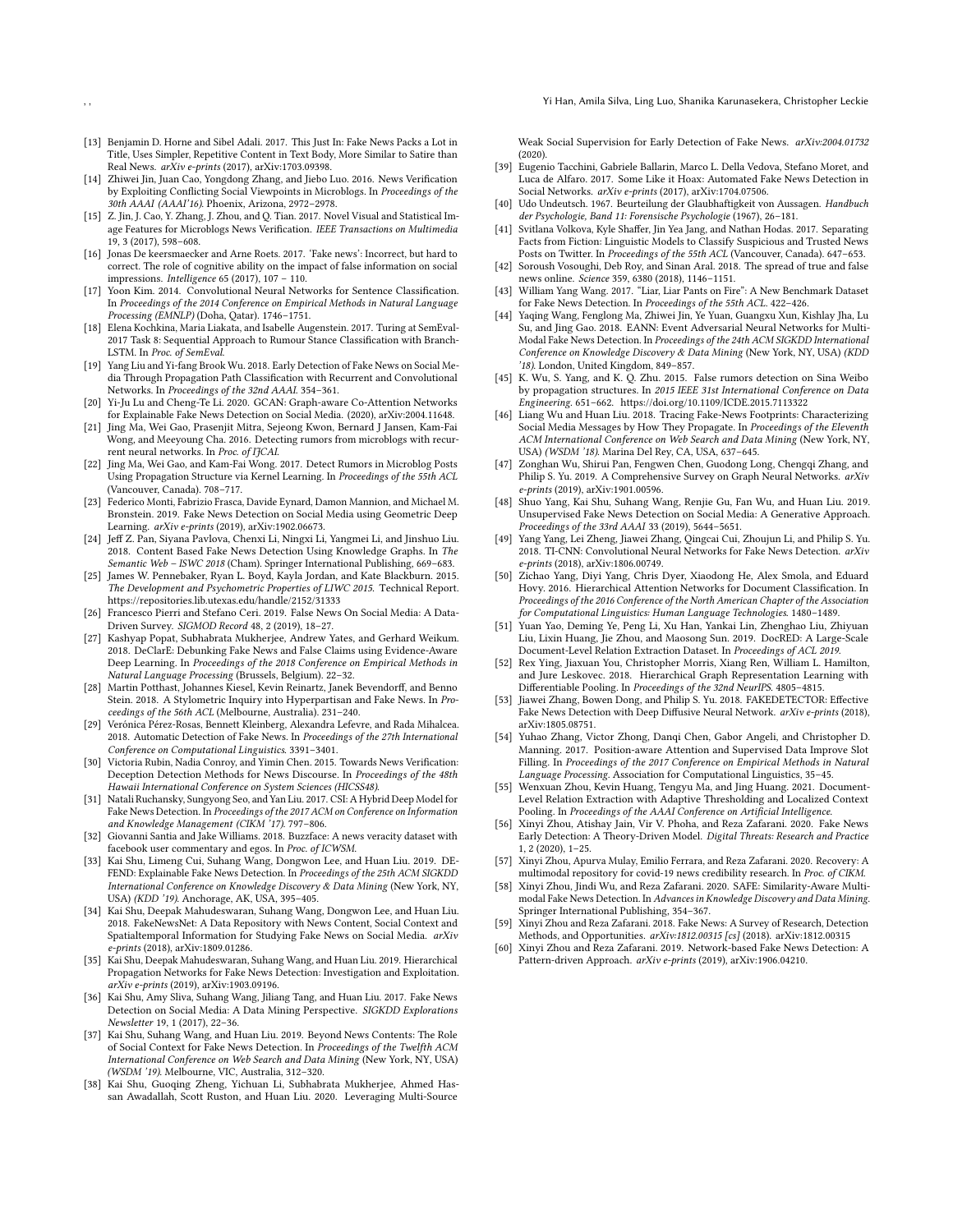[13] Benjamin D. Horne and Sibel Adali. 2017. This Just In: Fake News Packs a Lot in Title, Uses Simpler, Repetitive Content in Text Body, More Similar to Satire than Real News. *arXiv e-prints* (2017), arXiv:1703.09398.

[14] Zhiwei Jin, Juan Cao, Yongdong Zhang, and Jiebo Luo. 2016. News Verification by Exploiting Conflicting Social Viewpoints in Microblogs. In *Proceedings of the 30th AAAI (AAAI'16)*. Phoenix, Arizona, 2972–2978.

[15] Z. Jin, J. Cao, Y. Zhang, J. Zhou, and Q. Tian. 2017. Novel Visual and Statistical Image Features for Microblogs News Verification. *IEEE Transactions on Multimedia* 19, 3 (2017), 598–608.

[16] Jonas De keersmaecker and Arne Roets. 2017. 'Fake news': Incorrect, but hard to correct. The role of cognitive ability on the impact of false information on social impressions. *Intelligence* 65 (2017), 107 – 110.

[17] Yoon Kim. 2014. Convolutional Neural Networks for Sentence Classification. In *Proceedings of the 2014 Conference on Empirical Methods in Natural Language Processing (EMNLP)* (Doha, Qatar). 1746–1751.

[18] Elena Kochkina, Maria Liakata, and Isabelle Augenstein. 2017. Turing at SemEval-2017 Task 8: Sequential Approach to Rumour Stance Classification with Branch-LSTM. In *Proc. of SemEval.*

[19] Yang Liu and Yi-fang Brook Wu. 2018. Early Detection of Fake News on Social Media Through Propagation Path Classification with Recurrent and Convolutional Networks. In *Proceedings of the 32nd AAAI*. 354–361.

[20] Yi-Ju Lu and Cheng-Te Li. 2020. GCAN: Graph-aware Co-Attention Networks for Explainable Fake News Detection on Social Media. (2020), arXiv:2004.11648.

[21] Jing Ma, Wei Gao, Prasenjit Mitra, Sejeong Kwon, Bernard J Jansen, Kam-Fai Wong, and Meeyoung Cha. 2016. Detecting rumors from microblogs with recurrent neural networks. In *Proc. of IJCAI.*

[22] Jing Ma, Wei Gao, and Kam-Fai Wong. 2017. Detect Rumors in Microblog Posts Using Propagation Structure via Kernel Learning. In *Proceedings of the 55th ACL* (Vancouver, Canada). 708–717.

[23] Federico Monti, Fabrizio Frasca, Davide Eynard, Damon Mannion, and Michael M. Bronstein. 2019. Fake News Detection on Social Media using Geometric Deep Learning. *arXiv e-prints* (2019), arXiv:1902.06673.

[24] Jeff Z. Pan, Siyana Pavlova, Chenxi Li, Ningxi Li, Yangmei Li, and Jinshuo Liu. 2018. Content Based Fake News Detection Using Knowledge Graphs. In *The Semantic Web – ISWC 2018* (Cham). Springer International Publishing, 669–683.

[25] James W. Pennebaker, Ryan L. Boyd, Kayla Jordan, and Kate Blackburn. 2015. *The Development and Psychometric Properties of LIWC 2015.* Technical Report. https://repositories.lib.utexas.edu/handle/2152/31333

[26] Francesco Pierri and Stefano Ceri. 2019. False News On Social Media: A Data-Driven Survey. *SIGMOD Record* 48, 2 (2019), 18–27.

[27] Kashyap Popat, Subhabrata Mukherjee, Andrew Yates, and Gerhard Weikum. 2018. DeClarE: Debunking Fake News and False Claims using Evidence-Aware Deep Learning. In *Proceedings of the 2018 Conference on Empirical Methods in Natural Language Processing* (Brussels, Belgium). 22–32.

[28] Martin Potthast, Johannes Kiesel, Kevin Reinartz, Janek Bevendorff, and Benno Stein. 2018. A Stylometric Inquiry into Hyperpartisan and Fake News. In *Proceedings of the 56th ACL* (Melbourne, Australia). 231–240.

[29] Verónica Pérez-Rosas, Bennett Kleinberg, Alexandra Lefevre, and Rada Mihalcea. 2018. Automatic Detection of Fake News. In *Proceedings of the 27th International Conference on Computational Linguistics*. 3391–3401.

[30] Victoria Rubin, Nadia Conroy, and Yimin Chen. 2015. Towards News Verification: Deception Detection Methods for News Discourse. In *Proceedings of the 48th Hawaii International Conference on System Sciences (HICSS48).*

[31] Natali Ruchansky, Sungyong Seo, and Yan Liu. 2017. CSI: A Hybrid Deep Model for Fake News Detection. In *Proceedings of the 2017 ACM on Conference on Information and Knowledge Management (CIKM '17)*. 797–806.

[32] Giovanni Santia and Jake Williams. 2018. Buzzface: A news veracity dataset with facebook user commentary and egos. In *Proc. of ICWSM.*

[33] Kai Shu, Limeng Cui, Suhang Wang, Dongwon Lee, and Huan Liu. 2019. DEFEND: Explainable Fake News Detection. In *Proceedings of the 25th ACM SIGKDD International Conference on Knowledge Discovery & Data Mining* (New York, NY, USA) *(KDD '19)*. Anchorage, AK, USA, 395–405.

[34] Kai Shu, Deepak Mahudeswaran, Suhang Wang, Dongwon Lee, and Huan Liu. 2018. FakeNewsNet: A Data Repository with News Content, Social Context and Spatialtemporal Information for Studying Fake News on Social Media. *arXiv e-prints* (2018), arXiv:1809.01286.

[35] Kai Shu, Deepak Mahudeswaran, Suhang Wang, and Huan Liu. 2019. Hierarchical Propagation Networks for Fake News Detection: Investigation and Exploitation. *arXiv e-prints* (2019), arXiv:1903.09196.

[36] Kai Shu, Amy Sliva, Suhang Wang, Jiliang Tang, and Huan Liu. 2017. Fake News Detection on Social Media: A Data Mining Perspective. *SIGKDD Explorations Newsletter* 19, 1 (2017), 22–36.

[37] Kai Shu, Suhang Wang, and Huan Liu. 2019. Beyond News Contents: The Role of Social Context for Fake News Detection. In *Proceedings of the Twelfth ACM International Conference on Web Search and Data Mining* (New York, NY, USA) *(WSDM '19)*. Melbourne, VIC, Australia, 312–320.

[38] Kai Shu, Guoqing Zheng, Yichuan Li, Subhabrata Mukherjee, Ahmed Hassan Awadallah, Scott Ruston, and Huan Liu. 2020. Leveraging Multi-Source Weak Social Supervision for Early Detection of Fake News. *arXiv:2004.01732* (2020).

[39] Eugenio Tacchini, Gabriele Ballarin, Marco L. Della Vedova, Stefano Moret, and Luca de Alfaro. 2017. Some Like it Hoax: Automated Fake News Detection in Social Networks. *arXiv e-prints* (2017), arXiv:1704.07506.

[40] Udo Undeutsch. 1967. Beurteilung der Glaubhaftigkeit von Aussagen. *Handbuch der Psychologie, Band 11: Forensische Psychologie* (1967), 26–181.

[41] Svitlana Volkova, Kyle Shaffer, Jin Yea Jang, and Nathan Hodas. 2017. Separating Facts from Fiction: Linguistic Models to Classify Suspicious and Trusted News Posts on Twitter. In *Proceedings of the 55th ACL* (Vancouver, Canada). 647–653.

[42] Soroush Vosoughi, Deb Roy, and Sinan Aral. 2018. The spread of true and false news online. *Science* 359, 6380 (2018), 1146–1151.

[43] William Yang Wang. 2017. "Liar, Liar Pants on Fire": A New Benchmark Dataset for Fake News Detection. In *Proceedings of the 55th ACL*. 422–426.

[44] Yaqing Wang, Fenglong Ma, Zhiwei Jin, Ye Yuan, Guangxu Xun, Kishlay Jha, Lu Su, and Jing Gao. 2018. EANN: Event Adversarial Neural Networks for Multi-Modal Fake News Detection. In *Proceedings of the 24th ACM SIGKDD International Conference on Knowledge Discovery & Data Mining* (New York, NY, USA) *(KDD '18)*. London, United Kingdom, 849–857.

[45] K. Wu, S. Yang, and K. Q. Zhu. 2015. False rumors detection on Sina Weibo by propagation structures. In *2015 IEEE 31st International Conference on Data Engineering*. 651–662. https://doi.org/10.1109/ICDE.2015.7113322

[46] Liang Wu and Huan Liu. 2018. Tracing Fake-News Footprints: Characterizing Social Media Messages by How They Propagate. In *Proceedings of the Eleventh ACM International Conference on Web Search and Data Mining* (New York, NY, USA) *(WSDM '18)*. Marina Del Rey, CA, USA, 637–645.

[47] Zonghan Wu, Shirui Pan, Fengwen Chen, Guodong Long, Chengqi Zhang, and Philip S. Yu. 2019. A Comprehensive Survey on Graph Neural Networks. *arXiv e-prints* (2019), arXiv:1901.00596.

[48] Shuo Yang, Kai Shu, Suhang Wang, Renjie Gu, Fan Wu, and Huan Liu. 2019. Unsupervised Fake News Detection on Social Media: A Generative Approach. *Proceedings of the 33rd AAAI* 33 (2019), 5644–5651.

[49] Yang Yang, Lei Zheng, Jiawei Zhang, Qingcai Cui, Zhoujun Li, and Philip S. Yu. 2018. TI-CNN: Convolutional Neural Networks for Fake News Detection. *arXiv e-prints* (2018), arXiv:1806.00749.

[50] Zichao Yang, Diyi Yang, Chris Dyer, Xiaodong He, Alex Smola, and Eduard Hovy. 2016. Hierarchical Attention Networks for Document Classification. In *Proceedings of the 2016 Conference of the North American Chapter of the Association for Computational Linguistics: Human Language Technologies*. 1480–1489.

[51] Yuan Yao, Deming Ye, Peng Li, Xu Han, Yankai Lin, Zhenghao Liu, Zhiyuan Liu, Lixin Huang, Jie Zhou, and Maosong Sun. 2019. DocRED: A Large-Scale Document-Level Relation Extraction Dataset. In *Proceedings of ACL 2019.*

[52] Rex Ying, Jiaxuan You, Christopher Morris, Xiang Ren, William L. Hamilton, and Jure Leskovec. 2018. Hierarchical Graph Representation Learning with Differentiable Pooling. In *Proceedings of the 32nd NeurIPS*. 4805–4815.

[53] Jiawei Zhang, Bowen Dong, and Philip S. Yu. 2018. FAKEDETECTOR: Effective Fake News Detection with Deep Diffusive Neural Network. *arXiv e-prints* (2018), arXiv:1805.08751.

[54] Yuhao Zhang, Victor Zhong, Danqi Chen, Gabor Angeli, and Christopher D. Manning. 2017. Position-aware Attention and Supervised Data Improve Slot Filling. In *Proceedings of the 2017 Conference on Empirical Methods in Natural Language Processing*. Association for Computational Linguistics, 35–45.

[55] Wenxuan Zhou, Kevin Huang, Tengyu Ma, and Jing Huang. 2021. Document-Level Relation Extraction with Adaptive Thresholding and Localized Context Pooling. In *Proceedings of the AAAI Conference on Artificial Intelligence.*

[56] Xinyi Zhou, Atishay Jain, Vir V. Phoha, and Reza Zafarani. 2020. Fake News Early Detection: A Theory-Driven Model. *Digital Threats: Research and Practice* 1, 2 (2020), 1–25.

[57] Xinyi Zhou, Apurva Mulay, Emilio Ferrara, and Reza Zafarani. 2020. Recovery: A multimodal repository for covid-19 news credibility research. In *Proc. of CIKM.*

[58] Xinyi Zhou, Jindi Wu, and Reza Zafarani. 2020. SAFE: Similarity-Aware Multimodal Fake News Detection. In *Advances in Knowledge Discovery and Data Mining.* Springer International Publishing, 354–367.

[59] Xinyi Zhou and Reza Zafarani. 2018. Fake News: A Survey of Research, Detection Methods, and Opportunities. *arXiv:1812.00315 [cs]* (2018). arXiv:1812.00315

[60] Xinyi Zhou and Reza Zafarani. 2019. Network-based Fake News Detection: A Pattern-driven Approach. *arXiv e-prints* (2019), arXiv:1906.04210.